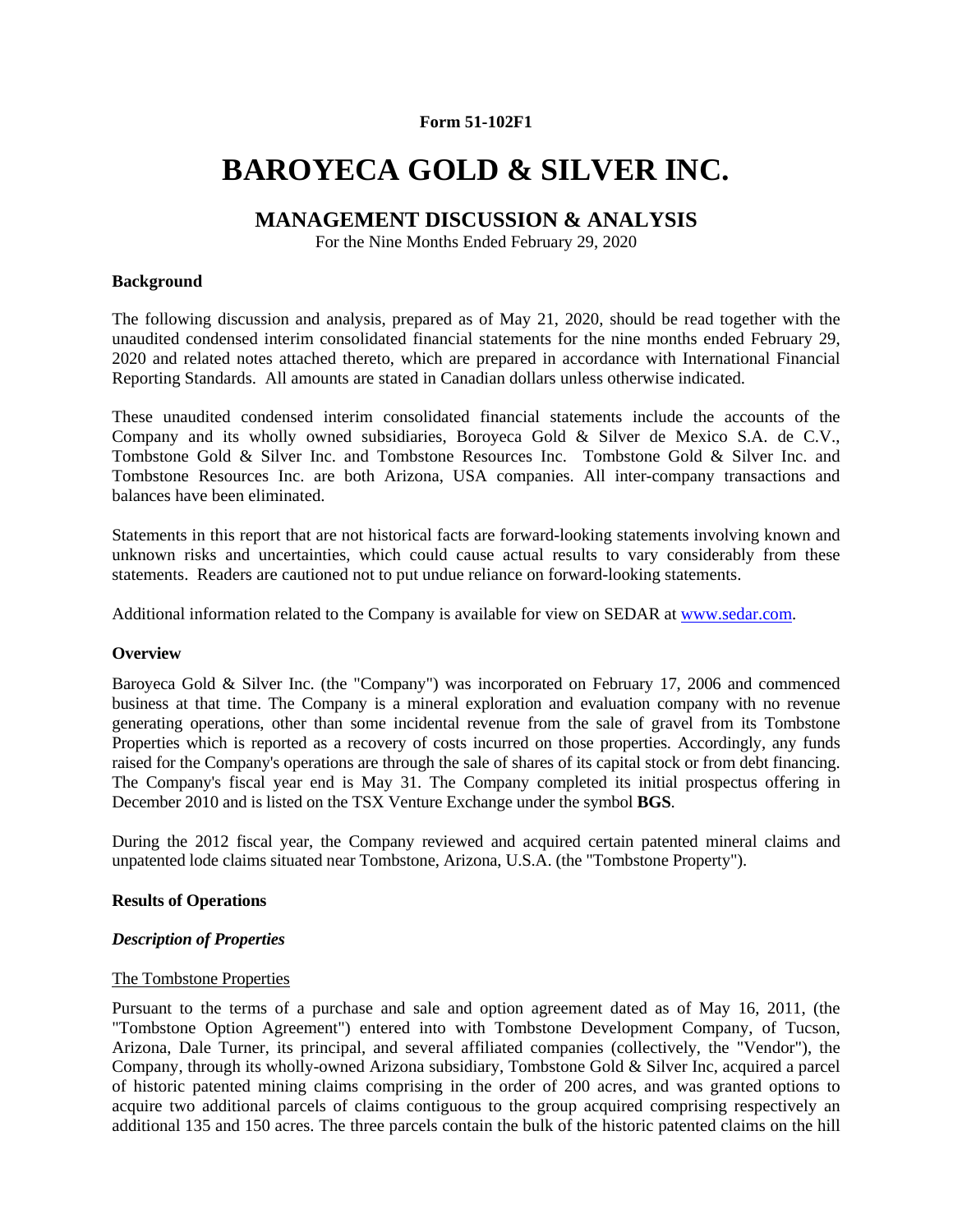**Form 51-102F1**

# BAROYECA GOLD & SILVER INC.

## MANAGEMENT DISCUSSION & ANALYSIS

For the Nine Months Ended February 29, 2020

**Background**

The following discussion and analysis, prepared as of May 21, 2020, should be read together with the unaudited condensed interim consolidated financial statements for the nine months ended February 29, 2020 and related notes attached thereto, which are prepared in accordance with International Financial Reporting Standards. All amounts are stated in Canadian dollars unless otherwise indicated.

These unaudited condensed interim consolidated financial statements include the accounts of the Company and its wholly owned subsidiaries, Boroyeca Gold & Silver de Mexico S.A. de C.V., Tombstone Gold & Silver Inc. and Tombstone Resources Inc. Tombstone Gold & Silver Inc. and Tombstone Resources Inc. are both Arizona, USA companies. All inter-company transactions and balances have been eliminated.

Statements in this report that are not historical facts are forward-looking statements involving known and unknown risks and uncertainties, which could cause actual results to vary considerably from these statements. Readers are cautioned not to put undue reliance on forward-looking statements.

Additional information related to the Company is available for view on SEDAR at www.sedar.com.

**Overview**

Baroyeca Gold & Silver Inc. (the "Company") was incorporated on February 17, 2006 and commenced business at that time. The Company is a mineral exploration and evaluation company with no revenue generating operations, other than some incidental revenue from the sale of gravel from its Tombstone Properties which is reported as a recovery of costs incurred on those properties. Accordingly, any funds raised for the Company's operations are through the sale of shares of its capital stock or from debt financing. The Company's fiscal year end is May 31. The Company completed its initial prospectus offering in December 2010 and is listed on the TSX Venture Exchange under the symbol **BGS**.

During the 2012 fiscal year, the Company reviewed and acquired certain patented mineral claims and unpatented lode claims situated near Tombstone, Arizona, U.S.A. (the "Tombstone Property").

**Results of Operations**

***Description of Properties***

The Tombstone Properties

Pursuant to the terms of a purchase and sale and option agreement dated as of May 16, 2011, (the "Tombstone Option Agreement") entered into with Tombstone Development Company, of Tucson, Arizona, Dale Turner, its principal, and several affiliated companies (collectively, the "Vendor"), the Company, through its wholly-owned Arizona subsidiary, Tombstone Gold & Silver Inc, acquired a parcel of historic patented mining claims comprising in the order of 200 acres, and was granted options to acquire two additional parcels of claims contiguous to the group acquired comprising respectively an additional 135 and 150 acres. The three parcels contain the bulk of the historic patented claims on the hill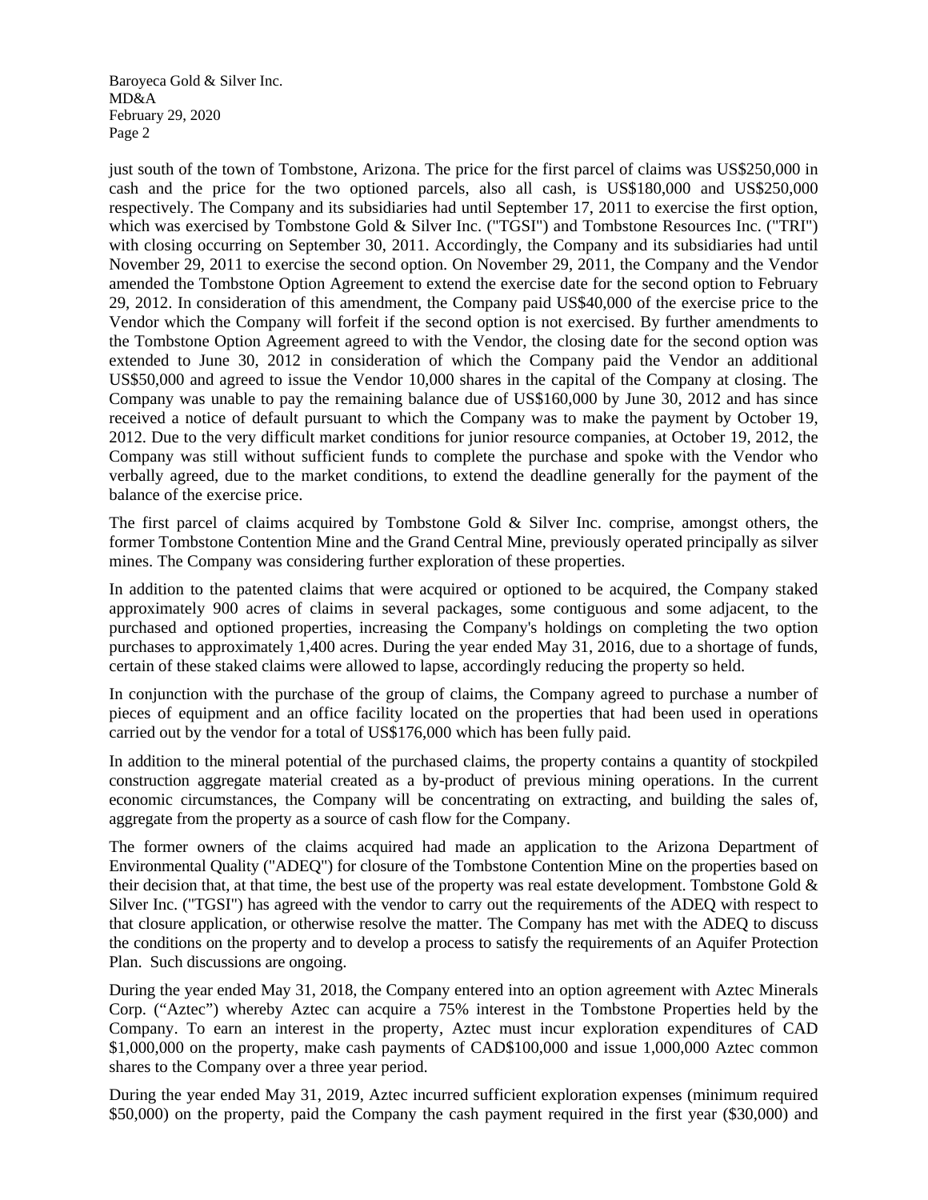just south of the town of Tombstone, Arizona. The price for the first parcel of claims was US$250,000 in cash and the price for the two optioned parcels, also all cash, is US$180,000 and US$250,000 respectively. The Company and its subsidiaries had until September 17, 2011 to exercise the first option, which was exercised by Tombstone Gold & Silver Inc. ("TGSI") and Tombstone Resources Inc. ("TRI") with closing occurring on September 30, 2011. Accordingly, the Company and its subsidiaries had until November 29, 2011 to exercise the second option. On November 29, 2011, the Company and the Vendor amended the Tombstone Option Agreement to extend the exercise date for the second option to February 29, 2012. In consideration of this amendment, the Company paid US$40,000 of the exercise price to the Vendor which the Company will forfeit if the second option is not exercised. By further amendments to the Tombstone Option Agreement agreed to with the Vendor, the closing date for the second option was extended to June 30, 2012 in consideration of which the Company paid the Vendor an additional US$50,000 and agreed to issue the Vendor 10,000 shares in the capital of the Company at closing. The Company was unable to pay the remaining balance due of US$160,000 by June 30, 2012 and has since received a notice of default pursuant to which the Company was to make the payment by October 19, 2012. Due to the very difficult market conditions for junior resource companies, at October 19, 2012, the Company was still without sufficient funds to complete the purchase and spoke with the Vendor who verbally agreed, due to the market conditions, to extend the deadline generally for the payment of the balance of the exercise price.

The first parcel of claims acquired by Tombstone Gold & Silver Inc. comprise, amongst others, the former Tombstone Contention Mine and the Grand Central Mine, previously operated principally as silver mines. The Company was considering further exploration of these properties.

In addition to the patented claims that were acquired or optioned to be acquired, the Company staked approximately 900 acres of claims in several packages, some contiguous and some adjacent, to the purchased and optioned properties, increasing the Company's holdings on completing the two option purchases to approximately 1,400 acres. During the year ended May 31, 2016, due to a shortage of funds, certain of these staked claims were allowed to lapse, accordingly reducing the property so held.

In conjunction with the purchase of the group of claims, the Company agreed to purchase a number of pieces of equipment and an office facility located on the properties that had been used in operations carried out by the vendor for a total of US$176,000 which has been fully paid.

In addition to the mineral potential of the purchased claims, the property contains a quantity of stockpiled construction aggregate material created as a by-product of previous mining operations. In the current economic circumstances, the Company will be concentrating on extracting, and building the sales of, aggregate from the property as a source of cash flow for the Company.

The former owners of the claims acquired had made an application to the Arizona Department of Environmental Quality ("ADEQ") for closure of the Tombstone Contention Mine on the properties based on their decision that, at that time, the best use of the property was real estate development. Tombstone Gold & Silver Inc. ("TGSI") has agreed with the vendor to carry out the requirements of the ADEQ with respect to that closure application, or otherwise resolve the matter. The Company has met with the ADEQ to discuss the conditions on the property and to develop a process to satisfy the requirements of an Aquifer Protection Plan. Such discussions are ongoing.

During the year ended May 31, 2018, the Company entered into an option agreement with Aztec Minerals Corp. ("Aztec") whereby Aztec can acquire a 75% interest in the Tombstone Properties held by the Company. To earn an interest in the property, Aztec must incur exploration expenditures of CAD $1,000,000 on the property, make cash payments of CAD$100,000 and issue 1,000,000 Aztec common shares to the Company over a three year period.

During the year ended May 31, 2019, Aztec incurred sufficient exploration expenses (minimum required $50,000) on the property, paid the Company the cash payment required in the first year ($30,000) and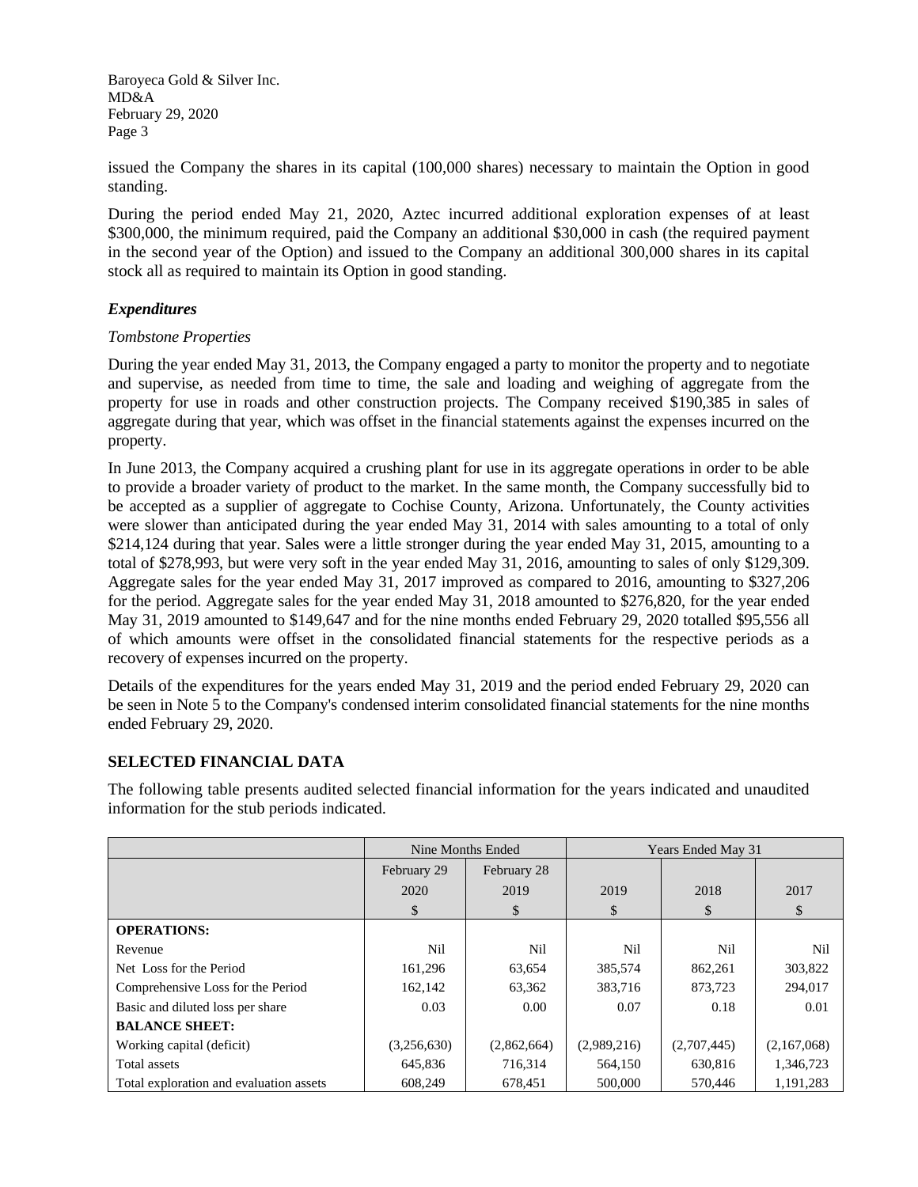issued the Company the shares in its capital (100,000 shares) necessary to maintain the Option in good standing.

During the period ended May 21, 2020, Aztec incurred additional exploration expenses of at least $300,000, the minimum required, paid the Company an additional $30,000 in cash (the required payment in the second year of the Option) and issued to the Company an additional 300,000 shares in its capital stock all as required to maintain its Option in good standing.

### *Expenditures*

*Tombstone Properties*

During the year ended May 31, 2013, the Company engaged a party to monitor the property and to negotiate and supervise, as needed from time to time, the sale and loading and weighing of aggregate from the property for use in roads and other construction projects. The Company received $190,385 in sales of aggregate during that year, which was offset in the financial statements against the expenses incurred on the property.

In June 2013, the Company acquired a crushing plant for use in its aggregate operations in order to be able to provide a broader variety of product to the market. In the same month, the Company successfully bid to be accepted as a supplier of aggregate to Cochise County, Arizona. Unfortunately, the County activities were slower than anticipated during the year ended May 31, 2014 with sales amounting to a total of only $214,124 during that year. Sales were a little stronger during the year ended May 31, 2015, amounting to a total of $278,993, but were very soft in the year ended May 31, 2016, amounting to sales of only $129,309. Aggregate sales for the year ended May 31, 2017 improved as compared to 2016, amounting to $327,206 for the period. Aggregate sales for the year ended May 31, 2018 amounted to $276,820, for the year ended May 31, 2019 amounted to $149,647 and for the nine months ended February 29, 2020 totalled $95,556 all of which amounts were offset in the consolidated financial statements for the respective periods as a recovery of expenses incurred on the property.

Details of the expenditures for the years ended May 31, 2019 and the period ended February 29, 2020 can be seen in Note 5 to the Company's condensed interim consolidated financial statements for the nine months ended February 29, 2020.

## SELECTED FINANCIAL DATA

The following table presents audited selected financial information for the years indicated and unaudited information for the stub periods indicated.

| | Nine Months Ended | | Years Ended May 31 | | |
|---|---|---|---|---|---|
| | February 29 2020 $ | February 28 2019 $ | 2019 $ | 2018 $ | 2017 $ |
| **OPERATIONS:** | | | | | |
| Revenue | Nil | Nil | Nil | Nil | Nil |
| Net Loss for the Period | 161,296 | 63,654 | 385,574 | 862,261 | 303,822 |
| Comprehensive Loss for the Period | 162,142 | 63,362 | 383,716 | 873,723 | 294,017 |
| Basic and diluted loss per share | 0.03 | 0.00 | 0.07 | 0.18 | 0.01 |
| **BALANCE SHEET:** | | | | | |
| Working capital (deficit) | (3,256,630) | (2,862,664) | (2,989,216) | (2,707,445) | (2,167,068) |
| Total assets | 645,836 | 716,314 | 564,150 | 630,816 | 1,346,723 |
| Total exploration and evaluation assets | 608,249 | 678,451 | 500,000 | 570,446 | 1,191,283 |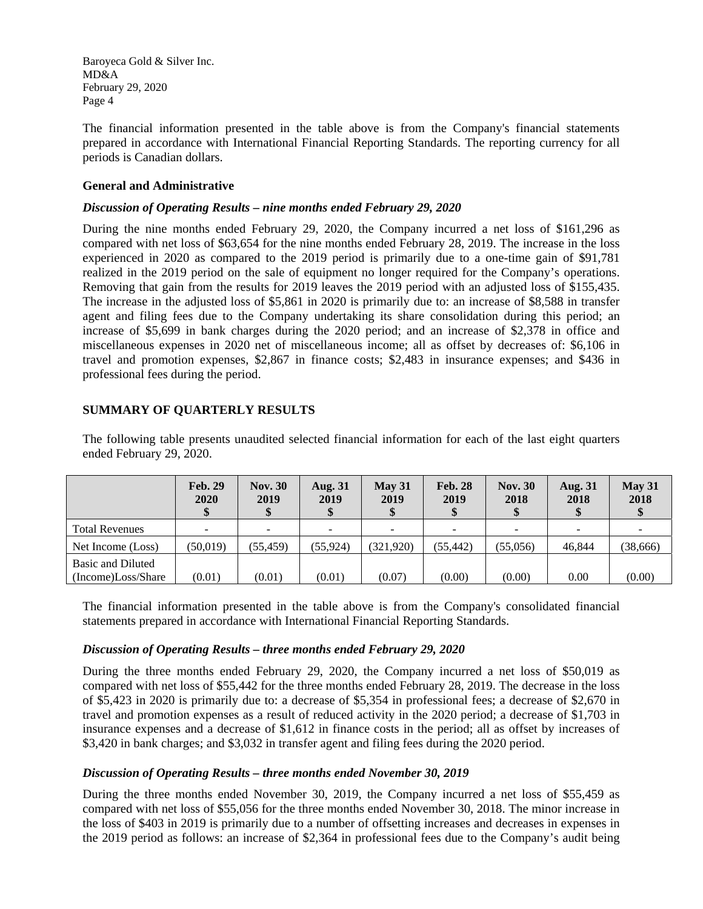The financial information presented in the table above is from the Company's financial statements prepared in accordance with International Financial Reporting Standards. The reporting currency for all periods is Canadian dollars.

**General and Administrative**

***Discussion of Operating Results – nine months ended February 29, 2020***

During the nine months ended February 29, 2020, the Company incurred a net loss of $161,296 as compared with net loss of $63,654 for the nine months ended February 28, 2019. The increase in the loss experienced in 2020 as compared to the 2019 period is primarily due to a one-time gain of $91,781 realized in the 2019 period on the sale of equipment no longer required for the Company's operations. Removing that gain from the results for 2019 leaves the 2019 period with an adjusted loss of $155,435. The increase in the adjusted loss of $5,861 in 2020 is primarily due to: an increase of $8,588 in transfer agent and filing fees due to the Company undertaking its share consolidation during this period; an increase of $5,699 in bank charges during the 2020 period; and an increase of $2,378 in office and miscellaneous expenses in 2020 net of miscellaneous income; all as offset by decreases of: $6,106 in travel and promotion expenses, $2,867 in finance costs; $2,483 in insurance expenses; and $436 in professional fees during the period.

**SUMMARY OF QUARTERLY RESULTS**

The following table presents unaudited selected financial information for each of the last eight quarters ended February 29, 2020.

| | Feb. 29 2020 $ | Nov. 30 2019 $ | Aug. 31 2019 $ | May 31 2019 $ | Feb. 28 2019 $ | Nov. 30 2018 $ | Aug. 31 2018 $ | May 31 2018 $ |
|---|---|---|---|---|---|---|---|---|
| Total Revenues | - | - | - | - | - | - | - | - |
| Net Income (Loss) | (50,019) | (55,459) | (55,924) | (321,920) | (55,442) | (55,056) | 46,844 | (38,666) |
| Basic and Diluted (Income)Loss/Share | (0.01) | (0.01) | (0.01) | (0.07) | (0.00) | (0.00) | 0.00 | (0.00) |

The financial information presented in the table above is from the Company's consolidated financial statements prepared in accordance with International Financial Reporting Standards.

***Discussion of Operating Results – three months ended February 29, 2020***

During the three months ended February 29, 2020, the Company incurred a net loss of $50,019 as compared with net loss of $55,442 for the three months ended February 28, 2019. The decrease in the loss of $5,423 in 2020 is primarily due to: a decrease of $5,354 in professional fees; a decrease of $2,670 in travel and promotion expenses as a result of reduced activity in the 2020 period; a decrease of $1,703 in insurance expenses and a decrease of $1,612 in finance costs in the period; all as offset by increases of $3,420 in bank charges; and $3,032 in transfer agent and filing fees during the 2020 period.

***Discussion of Operating Results – three months ended November 30, 2019***

During the three months ended November 30, 2019, the Company incurred a net loss of $55,459 as compared with net loss of $55,056 for the three months ended November 30, 2018. The minor increase in the loss of $403 in 2019 is primarily due to a number of offsetting increases and decreases in expenses in the 2019 period as follows: an increase of $2,364 in professional fees due to the Company's audit being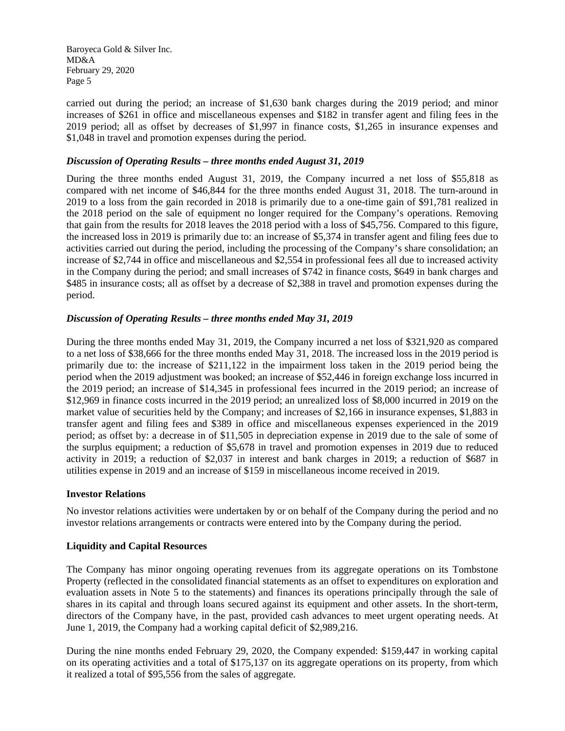carried out during the period; an increase of $1,630 bank charges during the 2019 period; and minor increases of $261 in office and miscellaneous expenses and $182 in transfer agent and filing fees in the 2019 period; all as offset by decreases of $1,997 in finance costs, $1,265 in insurance expenses and $1,048 in travel and promotion expenses during the period.

### *Discussion of Operating Results – three months ended August 31, 2019*

During the three months ended August 31, 2019, the Company incurred a net loss of $55,818 as compared with net income of $46,844 for the three months ended August 31, 2018. The turn-around in 2019 to a loss from the gain recorded in 2018 is primarily due to a one-time gain of $91,781 realized in the 2018 period on the sale of equipment no longer required for the Company's operations. Removing that gain from the results for 2018 leaves the 2018 period with a loss of $45,756. Compared to this figure, the increased loss in 2019 is primarily due to: an increase of $5,374 in transfer agent and filing fees due to activities carried out during the period, including the processing of the Company's share consolidation; an increase of $2,744 in office and miscellaneous and $2,554 in professional fees all due to increased activity in the Company during the period; and small increases of $742 in finance costs, $649 in bank charges and $485 in insurance costs; all as offset by a decrease of $2,388 in travel and promotion expenses during the period.

### *Discussion of Operating Results – three months ended May 31, 2019*

During the three months ended May 31, 2019, the Company incurred a net loss of $321,920 as compared to a net loss of $38,666 for the three months ended May 31, 2018. The increased loss in the 2019 period is primarily due to: the increase of $211,122 in the impairment loss taken in the 2019 period being the period when the 2019 adjustment was booked; an increase of $52,446 in foreign exchange loss incurred in the 2019 period; an increase of $14,345 in professional fees incurred in the 2019 period; an increase of $12,969 in finance costs incurred in the 2019 period; an unrealized loss of $8,000 incurred in 2019 on the market value of securities held by the Company; and increases of $2,166 in insurance expenses, $1,883 in transfer agent and filing fees and $389 in office and miscellaneous expenses experienced in the 2019 period; as offset by: a decrease in of $11,505 in depreciation expense in 2019 due to the sale of some of the surplus equipment; a reduction of $5,678 in travel and promotion expenses in 2019 due to reduced activity in 2019; a reduction of $2,037 in interest and bank charges in 2019; a reduction of $687 in utilities expense in 2019 and an increase of $159 in miscellaneous income received in 2019.

## Investor Relations

No investor relations activities were undertaken by or on behalf of the Company during the period and no investor relations arrangements or contracts were entered into by the Company during the period.

## Liquidity and Capital Resources

The Company has minor ongoing operating revenues from its aggregate operations on its Tombstone Property (reflected in the consolidated financial statements as an offset to expenditures on exploration and evaluation assets in Note 5 to the statements) and finances its operations principally through the sale of shares in its capital and through loans secured against its equipment and other assets. In the short-term, directors of the Company have, in the past, provided cash advances to meet urgent operating needs. At June 1, 2019, the Company had a working capital deficit of $2,989,216.

During the nine months ended February 29, 2020, the Company expended: $159,447 in working capital on its operating activities and a total of $175,137 on its aggregate operations on its property, from which it realized a total of $95,556 from the sales of aggregate.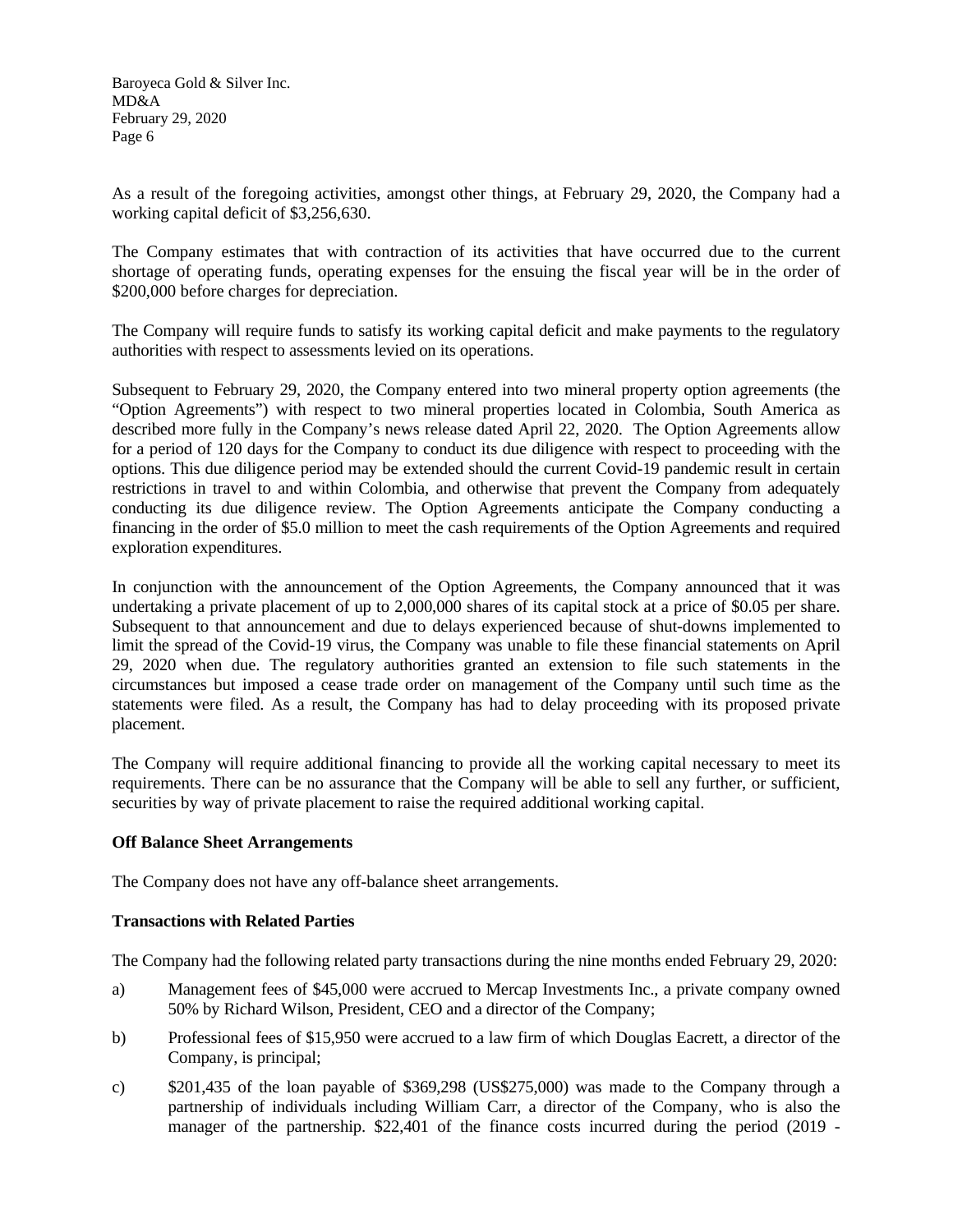As a result of the foregoing activities, amongst other things, at February 29, 2020, the Company had a working capital deficit of $3,256,630.

The Company estimates that with contraction of its activities that have occurred due to the current shortage of operating funds, operating expenses for the ensuing the fiscal year will be in the order of $200,000 before charges for depreciation.

The Company will require funds to satisfy its working capital deficit and make payments to the regulatory authorities with respect to assessments levied on its operations.

Subsequent to February 29, 2020, the Company entered into two mineral property option agreements (the "Option Agreements") with respect to two mineral properties located in Colombia, South America as described more fully in the Company's news release dated April 22, 2020. The Option Agreements allow for a period of 120 days for the Company to conduct its due diligence with respect to proceeding with the options. This due diligence period may be extended should the current Covid-19 pandemic result in certain restrictions in travel to and within Colombia, and otherwise that prevent the Company from adequately conducting its due diligence review. The Option Agreements anticipate the Company conducting a financing in the order of $5.0 million to meet the cash requirements of the Option Agreements and required exploration expenditures.

In conjunction with the announcement of the Option Agreements, the Company announced that it was undertaking a private placement of up to 2,000,000 shares of its capital stock at a price of $0.05 per share. Subsequent to that announcement and due to delays experienced because of shut-downs implemented to limit the spread of the Covid-19 virus, the Company was unable to file these financial statements on April 29, 2020 when due. The regulatory authorities granted an extension to file such statements in the circumstances but imposed a cease trade order on management of the Company until such time as the statements were filed. As a result, the Company has had to delay proceeding with its proposed private placement.

The Company will require additional financing to provide all the working capital necessary to meet its requirements. There can be no assurance that the Company will be able to sell any further, or sufficient, securities by way of private placement to raise the required additional working capital.

**Off Balance Sheet Arrangements**

The Company does not have any off-balance sheet arrangements.

**Transactions with Related Parties**

The Company had the following related party transactions during the nine months ended February 29, 2020:

a) Management fees of $45,000 were accrued to Mercap Investments Inc., a private company owned 50% by Richard Wilson, President, CEO and a director of the Company;

b) Professional fees of $15,950 were accrued to a law firm of which Douglas Eacrett, a director of the Company, is principal;

c) $201,435 of the loan payable of $369,298 (US$275,000) was made to the Company through a partnership of individuals including William Carr, a director of the Company, who is also the manager of the partnership. $22,401 of the finance costs incurred during the period (2019 -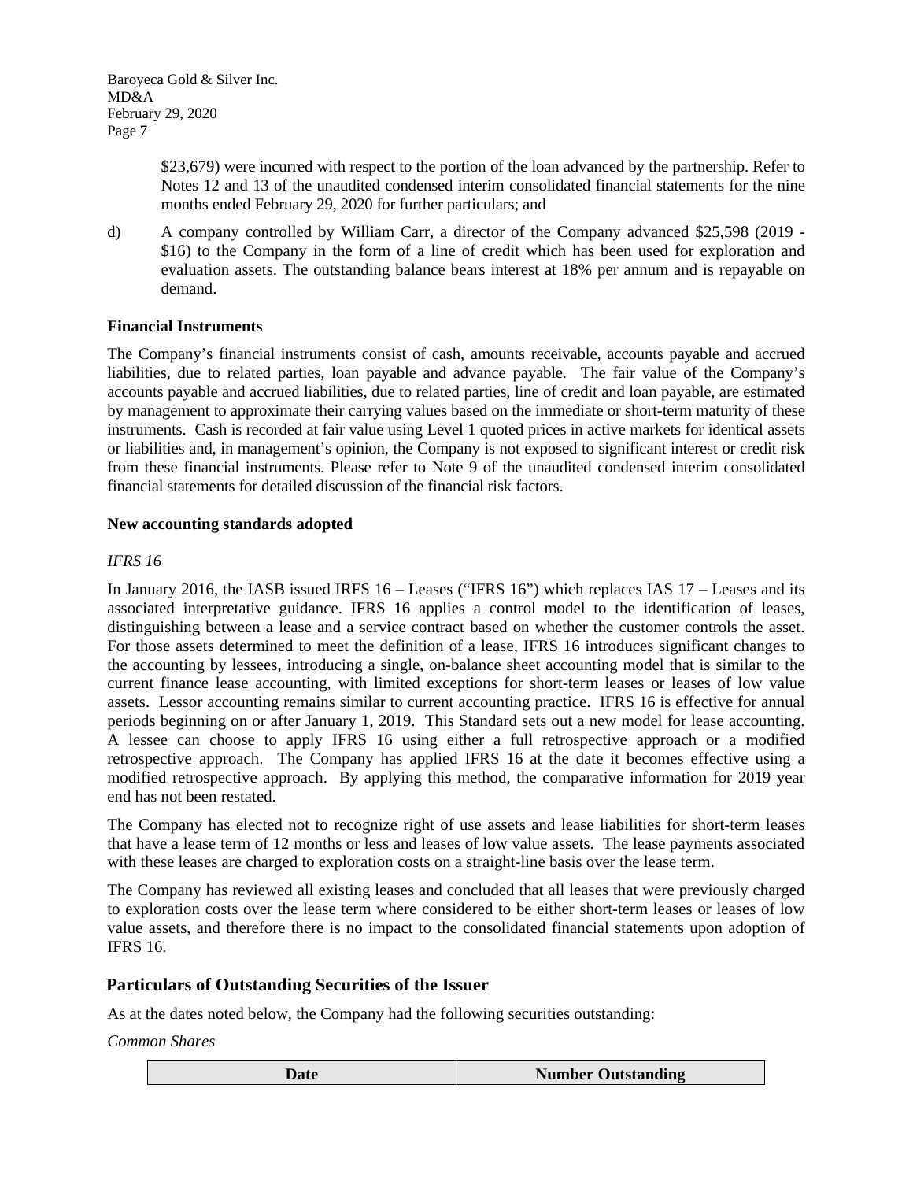$23,679) were incurred with respect to the portion of the loan advanced by the partnership. Refer to Notes 12 and 13 of the unaudited condensed interim consolidated financial statements for the nine months ended February 29, 2020 for further particulars; and

d) A company controlled by William Carr, a director of the Company advanced $25,598 (2019 - $16) to the Company in the form of a line of credit which has been used for exploration and evaluation assets. The outstanding balance bears interest at 18% per annum and is repayable on demand.

**Financial Instruments**

The Company's financial instruments consist of cash, amounts receivable, accounts payable and accrued liabilities, due to related parties, loan payable and advance payable. The fair value of the Company's accounts payable and accrued liabilities, due to related parties, line of credit and loan payable, are estimated by management to approximate their carrying values based on the immediate or short-term maturity of these instruments. Cash is recorded at fair value using Level 1 quoted prices in active markets for identical assets or liabilities and, in management's opinion, the Company is not exposed to significant interest or credit risk from these financial instruments. Please refer to Note 9 of the unaudited condensed interim consolidated financial statements for detailed discussion of the financial risk factors.

**New accounting standards adopted**

*IFRS 16*

In January 2016, the IASB issued IRFS 16 – Leases ("IFRS 16") which replaces IAS 17 – Leases and its associated interpretative guidance. IFRS 16 applies a control model to the identification of leases, distinguishing between a lease and a service contract based on whether the customer controls the asset. For those assets determined to meet the definition of a lease, IFRS 16 introduces significant changes to the accounting by lessees, introducing a single, on-balance sheet accounting model that is similar to the current finance lease accounting, with limited exceptions for short-term leases or leases of low value assets. Lessor accounting remains similar to current accounting practice. IFRS 16 is effective for annual periods beginning on or after January 1, 2019. This Standard sets out a new model for lease accounting. A lessee can choose to apply IFRS 16 using either a full retrospective approach or a modified retrospective approach. The Company has applied IFRS 16 at the date it becomes effective using a modified retrospective approach. By applying this method, the comparative information for 2019 year end has not been restated.

The Company has elected not to recognize right of use assets and lease liabilities for short-term leases that have a lease term of 12 months or less and leases of low value assets. The lease payments associated with these leases are charged to exploration costs on a straight-line basis over the lease term.

The Company has reviewed all existing leases and concluded that all leases that were previously charged to exploration costs over the lease term where considered to be either short-term leases or leases of low value assets, and therefore there is no impact to the consolidated financial statements upon adoption of IFRS 16.

## Particulars of Outstanding Securities of the Issuer

As at the dates noted below, the Company had the following securities outstanding:

*Common Shares*

| Date | Number Outstanding |
|---|---|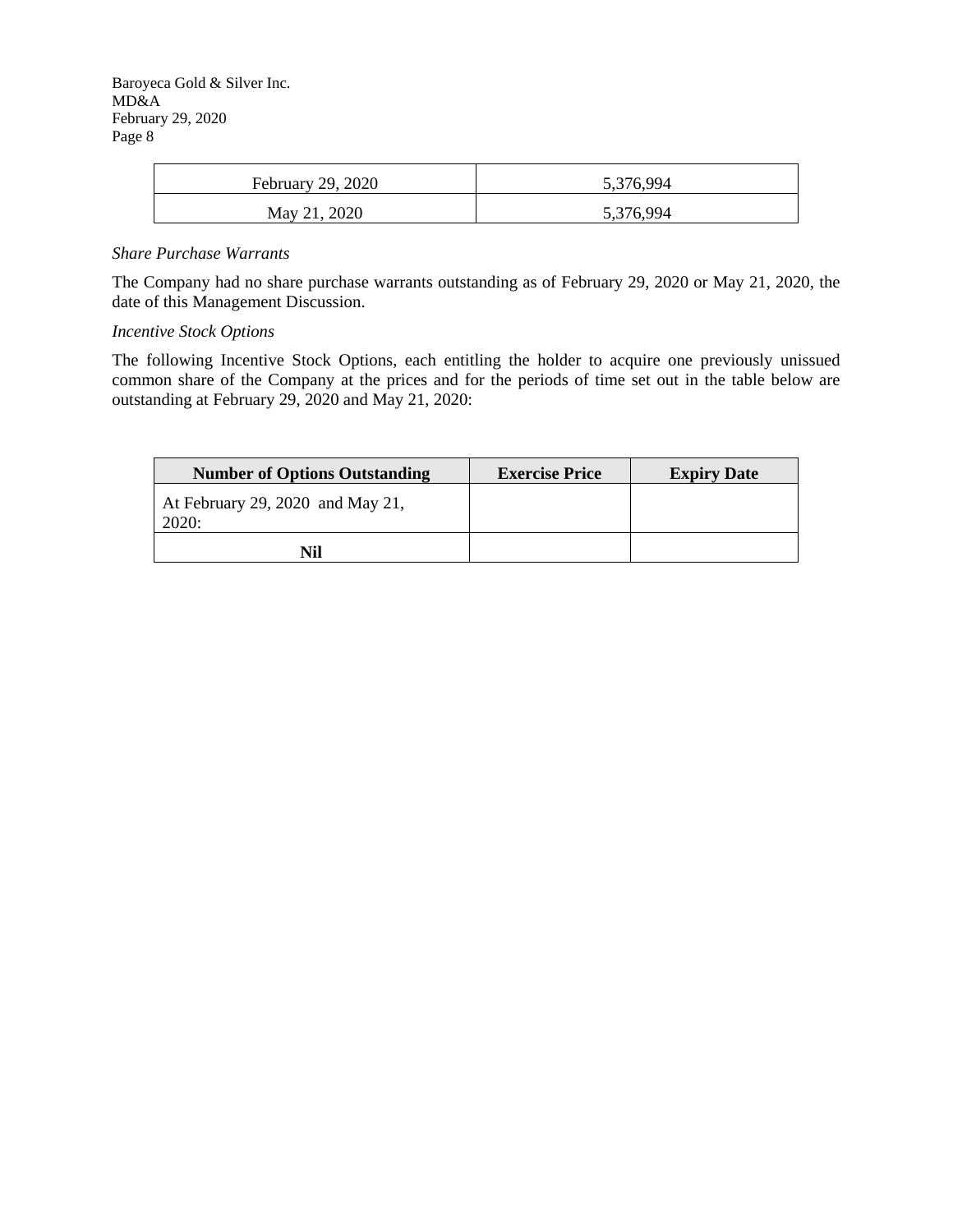| | |
|---|---|
| February 29, 2020 | 5,376,994 |
| May 21, 2020 | 5,376,994 |

*Share Purchase Warrants*

The Company had no share purchase warrants outstanding as of February 29, 2020 or May 21, 2020, the date of this Management Discussion.

*Incentive Stock Options*

The following Incentive Stock Options, each entitling the holder to acquire one previously unissued common share of the Company at the prices and for the periods of time set out in the table below are outstanding at February 29, 2020 and May 21, 2020:

| **Number of Options Outstanding** | **Exercise Price** | **Expiry Date** |
|---|---|---|
| At February 29, 2020 and May 21, 2020: | | |
| **Nil** | | |